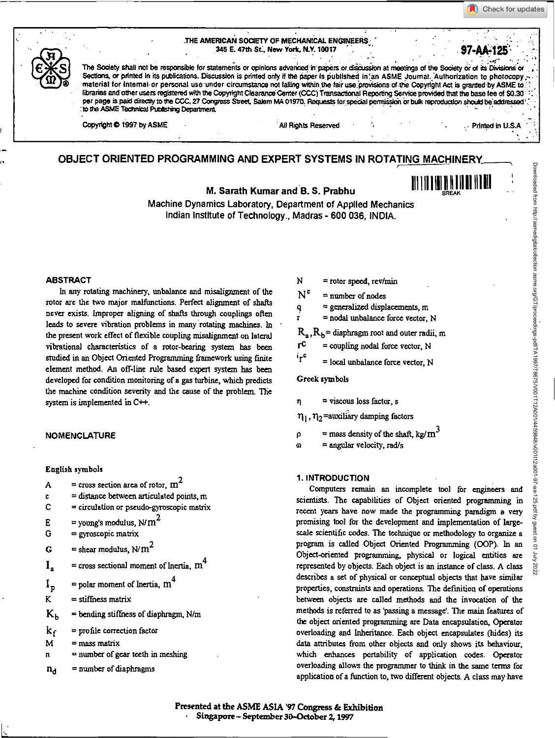THE AMERICAN SOCIETY OF MECHANICAL ENGINEERS
345 E. 47th St., New York, N.Y. 10017

97-AA-125

The Society shall not be responsible for statements or opinions advanced in papers or discussion at meetings of the Society or of its Divisions or Sections, or printed in its publications. Discussion is printed only if the paper is published in an ASME Journal. Authorization to photocopy material for internal or personal use under circumstance not falling within the fair use provisions of the Copyright Act is granted by ASME to libraries and other users registered with the Copyright Clearance Center (CCC) Transactional Reporting Service provided that the base fee of $0.30 per page is paid directly to the CCC, 27 Congress Street, Salem MA 01970. Requests for special permission or bulk reproduction should be addressed to the ASME Technical Publishing Department.

Copyright © 1997 by ASME　　All Rights Reserved　　Printed in U.S.A.

# OBJECT ORIENTED PROGRAMMING AND EXPERT SYSTEMS IN ROTATING MACHINERY

**M. Sarath Kumar and B. S. Prabhu**
Machine Dynamics Laboratory, Department of Applied Mechanics
Indian Institute of Technology., Madras - 600 036, INDIA.

## ABSTRACT

In any rotating machinery, unbalance and misalignment of the rotor are the two major malfunctions. Perfect alignment of shafts never exists. Improper aligning of shafts through couplings often leads to severe vibration problems in many rotating machines. In the present work effect of flexible coupling misalignment on lateral vibrational characteristics of a rotor-bearing system has been studied in an Object Oriented Programming framework using finite element method. An off-line rule based expert system has been developed for condition monitoring of a gas turbine, which predicts the machine condition severity and the cause of the problem. The system is implemented in C++.

## NOMENCLATURE

### English symbols

- $A$ = cross section area of rotor, $m^2$
- $c$ = distance between articulated points, m
- $C$ = circulation or pseudo-gyroscopic matrix
- $E$ = young's modulus, $N/m^2$
- $G$ = gyroscopic matrix
- $G$ = shear modulus, $N/m^2$
- $I_a$ = cross sectional moment of Inertia, $m^4$
- $I_p$ = polar moment of Inertia, $m^4$
- $K$ = stiffness matrix
- $K_b$ = bending stiffness of diaphragm, N/m
- $k_f$ = profile correction factor
- $M$ = mass matrix
- $n$ = number of gear teeth in meshing
- $n_d$ = number of diaphragms
- $N$ = rotor speed, rev/min
- $N^c$ = number of nodes
- $q$ = generalized displacements, m
- $r$ = nodal unbalance force vector, N
- $R_a, R_b$ = diaphragm root and outer radii, m
- $r^c$ = coupling nodal force vector, N
- ${}^i r^c$ = local unbalance force vector, N

### Greek symbols

- $\eta$ = viscous loss factor, s
- $\eta_1, \eta_2$ = auxiliary damping factors
- $\rho$ = mass density of the shaft, kg/$m^3$
- $\omega$ = angular velocity, rad/s

## 1. INTRODUCTION

Computers remain an incomplete tool for engineers and scientists. The capabilities of Object oriented programming in recent years have now made the programming paradigm a very promising tool for the development and implementation of large-scale scientific codes. The technique or methodology to organize a program is called Object Oriented Programming (OOP). In an Object-oriented programming, physical or logical entities are represented by objects. Each object is an instance of class. A class describes a set of physical or conceptual objects that have similar properties, constraints and operations. The definition of operations between objects are called methods and the invocation of the methods is referred to as 'passing a message'. The main features of the object oriented programming are Data encapsulation, Operator overloading and Inheritance. Each object encapsulates (hides) its data attributes from other objects and only shows its behaviour, which enhances portability of application codes. Operator overloading allows the programmer to think in the same terms for application of a function to, two different objects. A class may have

**Presented at the ASME ASIA '97 Congress & Exhibition**
**Singapore – September 30–October 2, 1997**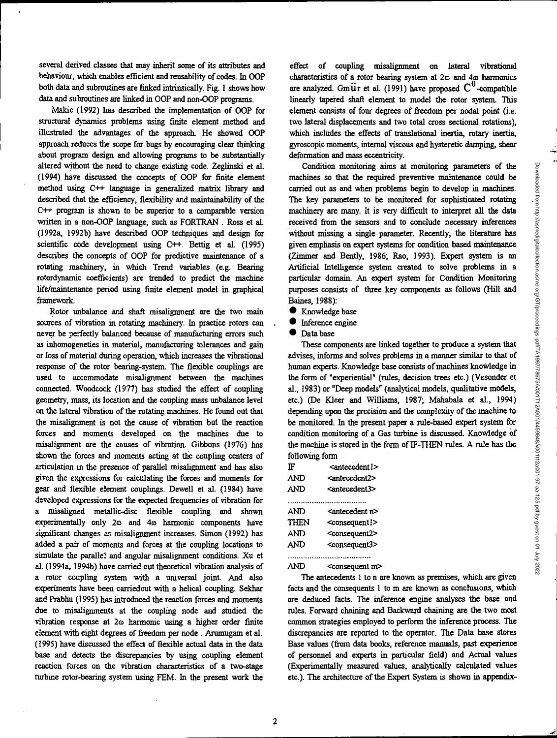several derived classes that may inherit some of its attributes and behaviour, which enables efficient and reusability of codes. In OOP both data and subroutines are linked intrinsically. Fig. 1 shows how data and subroutines are linked in OOP and non-OOP programs.

Makie (1992) has described the implementation of OOP for structural dynamics problems using finite element method and illustrated the advantages of the approach. He showed OOP approach reduces the scope for bugs by encouraging clear thinking about program design and allowing programs to be substantially altered without the need to change existing code. Zeglinski et al. (1994) have discussed the concepts of OOP for finite element method using C++ language in generalized matrix library and described that the efficiency, flexibility and maintainability of the C++ program is shown to be superior to a comparable version written in a non-OOP language, such as FORTRAN . Ross et al. (1992a, 1992b) have described OOP techniques and design for scientific code development using C++. Bettig et al. (1995) describes the concepts of OOP for predictive maintenance of a rotating machinery, in which Trend variables (e.g. Bearing rotordynamic coefficients) are trended to predict the machine life/maintenance period using finite element model in graphical framework.

Rotor unbalance and shaft misalignment are the two main sources of vibration in rotating machinery. In practice rotors can never be perfectly balanced because of manufacturing errors such as inhomogeneties in material, manufacturing tolerances and gain or loss of material during operation, which increases the vibrational response of the rotor bearing-system. The flexible couplings are used to accommodate misalignment between the machines connected. Woodcock (1977) has studied the effect of coupling geometry, mass, its location and the coupling mass unbalance level on the lateral vibration of the rotating machines. He found out that the misalignment is not the cause of vibration but the reaction forces and moments developed on the machines due to misalignment are the causes of vibration. Gibbons (1976) has shown the forces and moments acting at the coupling centers of articulation in the presence of parallel misalignment and has also given the expressions for calculating the forces and moments for gear and flexible element couplings. Dewell et al. (1984) have developed expressions for the expected frequencies of vibration for a misaligned metallic-disc flexible coupling and shown experimentally only $2\omega$ and $4\omega$ harmonic components have significant changes as misalignment increases. Simon (1992) has added a pair of moments and forces at the coupling locations to simulate the parallel and angular misalignment conditions. Xu et al. (1994a, 1994b) have carried out theoretical vibration analysis of a rotor coupling system with a universal joint. And also experiments have been carriedout with a helical coupling. Sekhar and Prabhu (1995) has introduced the reaction forces and moments due to misalignments at the coupling node and studied the vibration response at $2\omega$ harmonic using a higher order finite element with eight degrees of freedom per node . Arumugam et al. (1995) have discussed the effect of flexible actual data in the data base and detects the discrepancies by using coupling element reaction forces on the vibration characteristics of a two-stage turbine rotor-bearing system using FEM. In the present work the effect of coupling misalignment on lateral vibrational characteristics of a rotor bearing system at $2\omega$ and $4\omega$ harmonics are analyzed. Gmür et al. (1991) have proposed $C^0$-compatible linearly tapered shaft element to model the rotor system. This element consists of four degrees of freedom per nodal point (i.e. two lateral displacements and two total cross sectional rotations), which includes the effects of translational inertia, rotary inertia, gyroscopic moments, internal viscous and hysteretic damping, shear deformation and mass eccentricity.

Condition monitoring aims at monitoring parameters of the machines so that the required preventive maintenance could be carried out as and when problems begin to develop in machines. The key parameters to be monitored for sophisticated rotating machinery are many. It is very difficult to interpret all the data received from the sensors and to conclude necessary inferences without missing a single parameter. Recently, the literature has given emphasis on expert systems for condition based maintenance (Zimmer and Bently, 1986; Rao, 1993). Expert system is an Artificial Intelligence system created to solve problems in a particular domain. An expert system for Condition Monitoring purposes consists of three key components as follows (Hill and Baines, 1988):

- Knowledge base
- Inference engine
- Data base

These components are linked together to produce a system that advises, informs and solves problems in a manner similar to that of human experts. Knowledge base consists of machines knowledge in the form of "experiential" (rules, decision trees etc.) (Vesonder et al., 1983) or "Deep models" (analytical models, qualitative models, etc.) (De Kleer and Williams, 1987; Mahabala et al., 1994) depending upon the precision and the complexity of the machine to be monitored. In the present paper a rule-based expert system for condition monitoring of a Gas turbine is discussed. Knowledge of the machine is stored in the form of IF-THEN rules. A rule has the following form

```
IF      <antecedent1>
AND     <antecedent2>
AND     <antecedent3>
.....................................
AND     <antecedent n>
THEN    <consequent1>
AND     <consequent2>
AND     <consequent3>
.....................................
AND     <consequent m>
```

The antecedents 1 to n are known as premises, which are given facts and the consequents 1 to m are known as conclusions, which are deduced facts. The inference engine analyses the base and rules. Forward chaining and Backward chaining are the two most common strategies employed to perform the inference process. The discrepancies are reported to the operator. The Data base stores Base values (from data books, reference manuals, past experience of personnel and experts in particular field) and Actual values (Experimentally measured values, analytically calculated values etc.). The architecture of the Expert System is shown in appendix-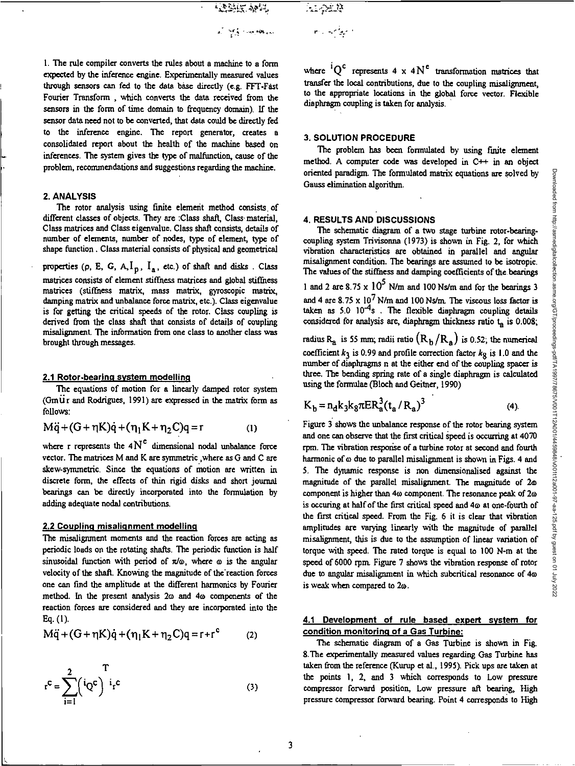1. The rule compiler converts the rules about a machine to a form expected by the inference engine. Experimentally measured values through sensors can fed to the data base directly (e.g. FFT-Fast Fourier Transform , which converts the data received from the sensors in the form of time domain to frequency domain). If the sensor data need not to be converted, that data could be directly fed to the inference engine. The report generator, creates a consolidated report about the health of the machine based on inferences. The system gives the type of malfunction, cause of the problem, recommendations and suggestions regarding the machine.

## 2. ANALYSIS

The rotor analysis using finite element method consists of different classes of objects. They are :Class shaft, Class material, Class matrices and Class eigenvalue. Class shaft consists, details of number of elements, number of nodes, type of element, type of shape function . Class material consists of physical and geometrical properties ($\rho$, E, G, A, $I_p$, $I_a$, etc.) of shaft and disks . Class matrices consists of element stiffness matrices and global stiffness matrices (stiffness matrix, mass matrix, gyroscopic matrix, damping matrix and unbalance force matrix, etc.). Class eigenvalue is for getting the critical speeds of the rotor. Class coupling is derived from the class shaft that consists of details of coupling misalignment. The information from one class to another class was brought through messages.

### 2.1 Rotor-bearing system modelling

The equations of motion for a linearly damped rotor system (Gmür and Rodrigues, 1991) are expressed in the matrix form as follows:

$$M\ddot{q} + (G + \eta K)\dot{q} + (\eta_1 K + \eta_2 C)q = r \qquad (1)$$

where r represents the $4N^e$ dimensional nodal unbalance force vector. The matrices M and K are symmetric ,where as G and C are skew-symmetric. Since the equations of motion are written in discrete form, the effects of thin rigid disks and short journal bearings can be directly incorporated into the formulation by adding adequate nodal contributions.

### 2.2 Coupling misalignment modelling

The misalignment moments and the reaction forces are acting as periodic loads on the rotating shafts. The periodic function is half sinusoidal function with period of $\pi/\omega$, where $\omega$ is the angular velocity of the shaft. Knowing the magnitude of the reaction forces one can find the amplitude at the different harmonics by Fourier method. In the present analysis $2\omega$ and $4\omega$ components of the reaction forces are considered and they are incorporated into the Eq. (1).

$$M\ddot{q} + (G + \eta K)\dot{q} + (\eta_1 K + \eta_2 C)q = r + r^c \qquad (2)$$

$$r^c = \sum_{i=1}^{2} \left({}^iQ^c\right)^T \, {}^ir^c \qquad (3)$$

where ${}^iQ^c$ represents $4 \times 4N^e$ transformation matrices that transfer the local contributions, due to the coupling misalignment, to the appropriate locations in the global force vector. Flexible diaphragm coupling is taken for analysis.

## 3. SOLUTION PROCEDURE

The problem has been formulated by using finite element method. A computer code was developed in C++ in an object oriented paradigm. The formulated matrix equations are solved by Gauss elimination algorithm.

## 4. RESULTS AND DISCUSSIONS

The schematic diagram of a two stage turbine rotor-bearing-coupling system Trivisonna (1973) is shown in Fig. 2, for which vibration characteristics are obtained in parallel and angular misalignment condition. The bearings are assumed to be isotropic. The values of the stiffness and damping coefficients of the bearings 1 and 2 are $8.75 \times 10^5$ N/m and 100 Ns/m and for the bearings 3 and 4 are $8.75 \times 10^7$ N/m and 100 Ns/m. The viscous loss factor is taken as $5.0 \; 10^{-4}$s . The flexible diaphragm coupling details considered for analysis are, diaphragm thickness ratio $t_a$ is 0.008; radius $R_a$ is 55 mm; radii ratio $(R_b/R_a)$ is 0.52; the numerical coefficient $k_3$ is 0.99 and profile correction factor $k_8$ is 1.0 and the number of diaphragms n at the either end of the coupling spacer is three. The bending spring rate of a single diaphragm is calculated using the formulae (Bloch and Geitner, 1990)

$$K_b = n_d k_3 k_8 \pi E R_a^3 (t_a / R_a)^3 \qquad (4)$$

Figure 3 shows the unbalance response of the rotor bearing system and one can observe that the first critical speed is occurring at 4070 rpm. The vibration response of a turbine rotor at second and fourth harmonic of $\omega$ due to parallel misalignment is shown in Figs. 4 and 5. The dynamic response is non dimensionalised against the magnitude of the parallel misalignment. The magnitude of $2\omega$ component is higher than $4\omega$ component. The resonance peak of $2\omega$ is occuring at half of the first critical speed and $4\omega$ at one-fourth of the first critical speed. From the Fig. 6 it is clear that vibration amplitudes are varying linearly with the magnitude of parallel misalignment, this is due to the assumption of linear variation of torque with speed. The rated torque is equal to 100 N-m at the speed of 6000 rpm. Figure 7 shows the vibration response of rotor due to angular misalignment in which subcritical resonance of $4\omega$ is weak when compared to $2\omega$.

### 4.1 Development of rule based expert system for condition monitoring of a Gas Turbine:

The schematic diagram of a Gas Turbine is shown in Fig. 8.The experimentally measured values regarding Gas Turbine has taken from the reference (Kurup et al., 1995). Pick ups are taken at the points 1, 2, and 3 which corresponds to Low pressure compressor forward position, Low pressure aft bearing, High pressure compressor forward bearing. Point 4 corresponds to High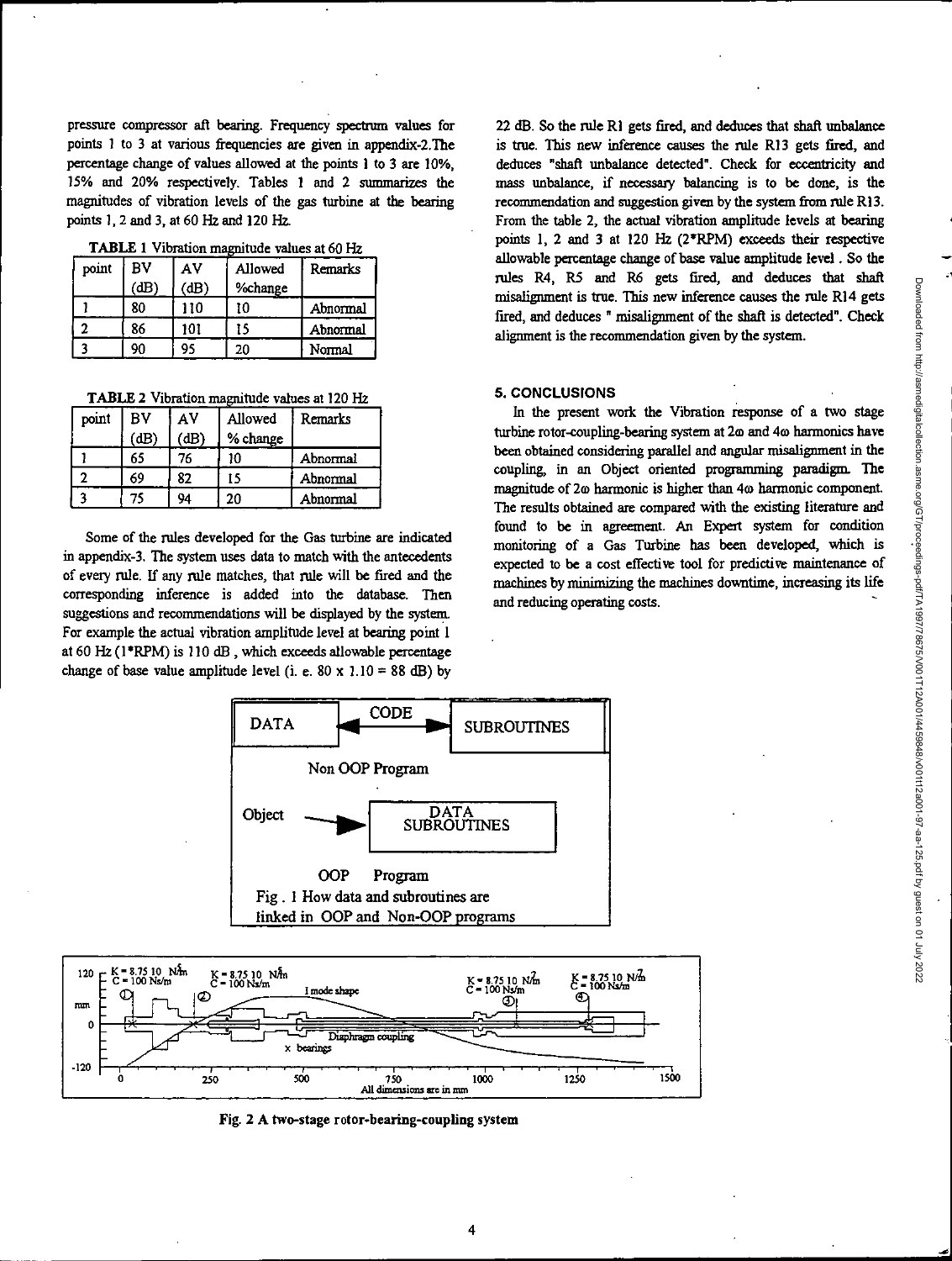pressure compressor aft bearing. Frequency spectrum values for points 1 to 3 at various frequencies are given in appendix-2. The percentage change of values allowed at the points 1 to 3 are 10%, 15% and 20% respectively. Tables 1 and 2 summarizes the magnitudes of vibration levels of the gas turbine at the bearing points 1, 2 and 3, at 60 Hz and 120 Hz.

**TABLE 1** Vibration magnitude values at 60 Hz

| point | BV (dB) | AV (dB) | Allowed %change | Remarks |
|---|---|---|---|---|
| 1 | 80 | 110 | 10 | Abnormal |
| 2 | 86 | 101 | 15 | Abnormal |
| 3 | 90 | 95 | 20 | Normal |

**TABLE 2** Vibration magnitude values at 120 Hz

| point | BV (dB) | AV (dB) | Allowed % change | Remarks |
|---|---|---|---|---|
| 1 | 65 | 76 | 10 | Abnormal |
| 2 | 69 | 82 | 15 | Abnormal |
| 3 | 75 | 94 | 20 | Abnormal |

Some of the rules developed for the Gas turbine are indicated in appendix-3. The system uses data to match with the antecedents of every rule. If any rule matches, that rule will be fired and the corresponding inference is added into the database. Then suggestions and recommendations will be displayed by the system. For example the actual vibration amplitude level at bearing point 1 at 60 Hz (1*RPM) is 110 dB, which exceeds allowable percentage change of base value amplitude level (i. e. $80 \times 1.10 = 88$ dB) by 22 dB. So the rule R1 gets fired, and deduces that shaft unbalance is true. This new inference causes the rule R13 gets fired, and deduces "shaft unbalance detected". Check for eccentricity and mass unbalance, if necessary balancing is to be done, is the recommendation and suggestion given by the system from rule R13. From the table 2, the actual vibration amplitude levels at bearing points 1, 2 and 3 at 120 Hz (2*RPM) exceeds their respective allowable percentage change of base value amplitude level. So the rules R4, R5 and R6 gets fired, and deduces that shaft misalignment is true. This new inference causes the rule R14 gets fired, and deduces " misalignment of the shaft is detected". Check alignment is the recommendation given by the system.

## 5. CONCLUSIONS

In the present work the Vibration response of a two stage turbine rotor-coupling-bearing system at $2\omega$ and $4\omega$ harmonics have been obtained considering parallel and angular misalignment in the coupling, in an Object oriented programming paradigm. The magnitude of $2\omega$ harmonic is higher than $4\omega$ harmonic component. The results obtained are compared with the existing literature and found to be in agreement. An Expert system for condition monitoring of a Gas Turbine has been developed, which is expected to be a cost effective tool for predictive maintenance of machines by minimizing the machines downtime, increasing its life and reducing operating costs.

Fig. 1 How data and subroutines are linked in OOP and Non-OOP programs

Fig. 2 A two-stage rotor-bearing-coupling system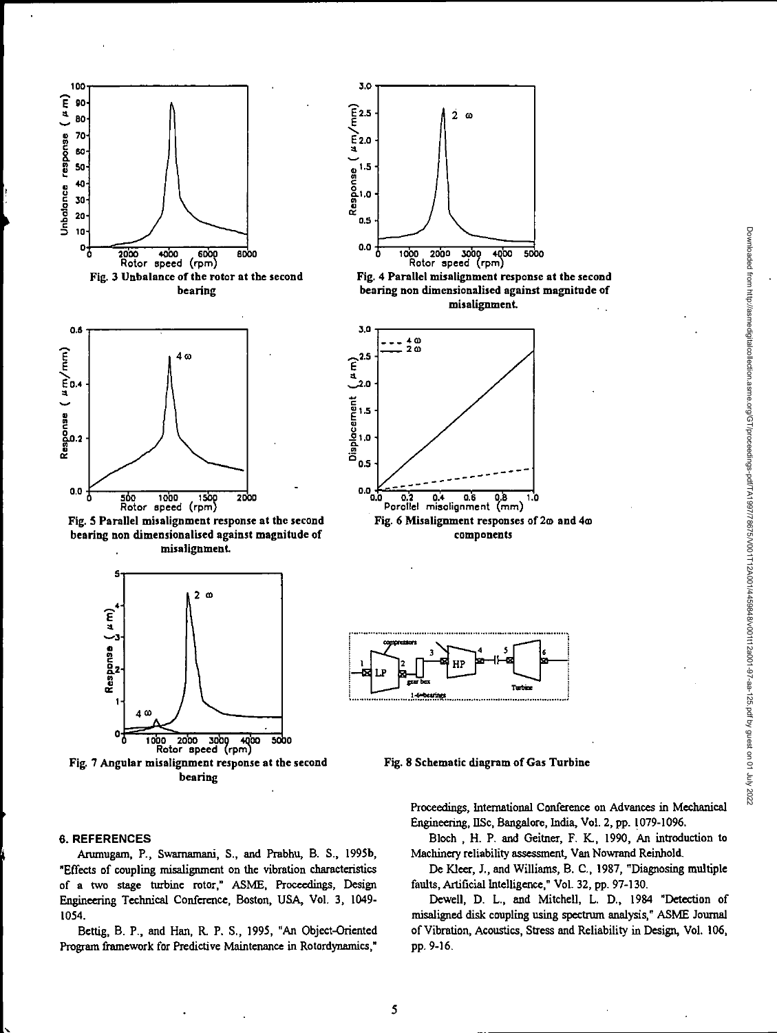Fig. 3 Unbalance of the rotor at the second bearing

Fig. 4 Parallel misalignment response at the second bearing non dimensionalised against magnitude of misalignment.

Fig. 5 Parallel misalignment response at the second bearing non dimensionalised against magnitude of misalignment.

Fig. 6 Misalignment responses of 2ω and 4ω components

Fig. 7 Angular misalignment response at the second bearing

Fig. 8 Schematic diagram of Gas Turbine

## 6. REFERENCES

Arumugam, P., Swarnamani, S., and Prabhu, B. S., 1995b, "Effects of coupling misalignment on the vibration characteristics of a two stage turbine rotor," ASME, Proceedings, Design Engineering Technical Conference, Boston, USA, Vol. 3, 1049-1054.

Bettig, B. P., and Han, R. P. S., 1995, "An Object-Oriented Program framework for Predictive Maintenance in Rotordynamics," Proceedings, International Conference on Advances in Mechanical Engineering, IISc, Bangalore, India, Vol. 2, pp. 1079-1096.

Bloch , H. P. and Geitner, F. K., 1990, An introduction to Machinery reliability assessment, Van Nowrand Reinhold.

De Kleer, J., and Williams, B. C., 1987, "Diagnosing multiple faults, Artificial Intelligence," Vol. 32, pp. 97-130.

Dewell, D. L., and Mitchell, L. D., 1984 "Detection of misaligned disk coupling using spectrum analysis," ASME Journal of Vibration, Acoustics, Stress and Reliability in Design, Vol. 106, pp. 9-16.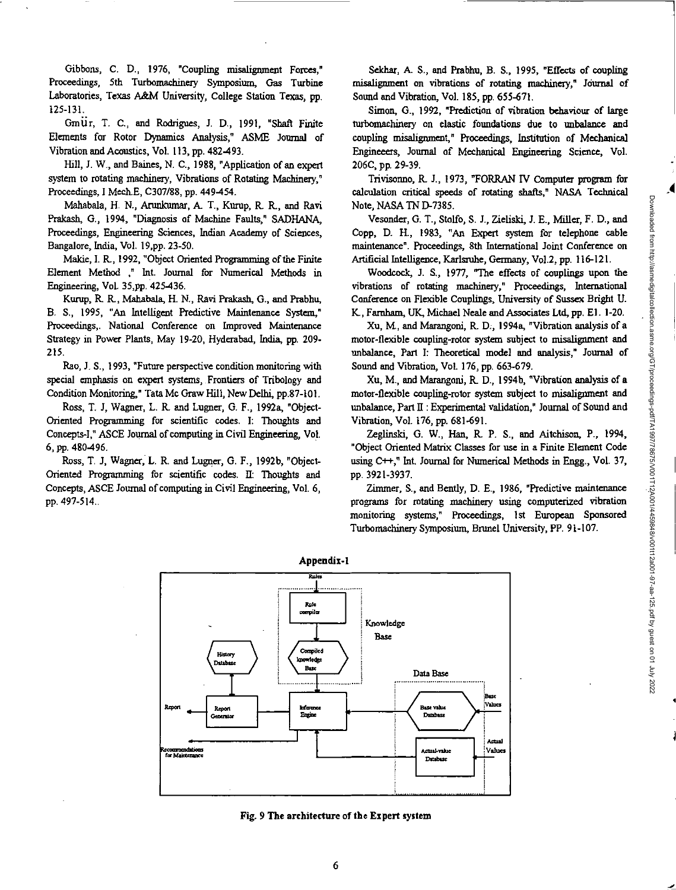Gibbons, C. D., 1976, "Coupling misalignment Forces," Proceedings, 5th Turbomachinery Symposium, Gas Turbine Laboratories, Texas A&M University, College Station Texas, pp. 125-131.

Gmür, T. C., and Rodrigues, J. D., 1991, "Shaft Finite Elements for Rotor Dynamics Analysis," ASME Journal of Vibration and Acoustics, Vol. 113, pp. 482-493.

Hill, J. W., and Baines, N. C., 1988, "Application of an expert system to rotating machinery, Vibrations of Rotating Machinery," Proceedings, I Mech.E, C307/88, pp. 449-454.

Mahabala, H. N., Arunkumar, A. T., Kurup, R. R., and Ravi Prakash, G., 1994, "Diagnosis of Machine Faults," SADHANA, Proceedings, Engineering Sciences, Indian Academy of Sciences, Bangalore, India, Vol. 19,pp. 23-50.

Makie, I. R., 1992, "Object Oriented Programming of the Finite Element Method ," Int. Journal for Numerical Methods in Engineering, Vol. 35,pp. 425-436.

Kurup, R. R., Mahabala, H. N., Ravi Prakash, G., and Prabhu, B. S., 1995, "An Intelligent Predictive Maintenance System," Proceedings,. National Conference on Improved Maintenance Strategy in Power Plants, May 19-20, Hyderabad, India, pp. 209-215.

Rao, J. S., 1993, "Future perspective condition monitoring with special emphasis on expert systems, Frontiers of Tribology and Condition Monitoring," Tata Mc Graw Hill, New Delhi, pp.87-101.

Ross, T. J, Wagner, L. R. and Lugner, G. F., 1992a, "Object-Oriented Programming for scientific codes. I: Thoughts and Concepts-I," ASCE Journal of computing in Civil Engineering, Vol. 6, pp. 480-496.

Ross, T. J, Wagner, L. R. and Lugner, G. F., 1992b, "Object-Oriented Programming for scientific codes. II: Thoughts and Concepts, ASCE Journal of computing in Civil Engineering, Vol. 6, pp. 497-514..

Sekhar, A. S., and Prabhu, B. S., 1995, "Effects of coupling misalignment on vibrations of rotating machinery," Journal of Sound and Vibration, Vol. 185, pp. 655-671.

Simon, G., 1992, "Prediction of vibration behaviour of large turbomachinery on elastic foundations due to unbalance and coupling misalignment," Proceedings, Institution of Mechanical Engineeers, Journal of Mechanical Engineering Science, Vol. 206C, pp. 29-39.

Trivisonno, R. J., 1973, "FORRAN IV Computer program for calculation critical speeds of rotating shafts," NASA Technical Note, NASA TN D-7385.

Vesonder, G. T., Stolfo, S. J., Zieliski, J. E., Miller, F. D., and Copp, D. H., 1983, "An Expert system for telephone cable maintenance". Proceedings, 8th International Joint Conference on Artificial Intelligence, Karlsruhe, Germany, Vol.2, pp. 116-121.

Woodcock, J. S., 1977, "The effects of couplings upon the vibrations of rotating machinery," Proceedings, International Conference on Flexible Couplings, University of Sussex Bright U. K., Farnham, UK, Michael Neale and Associates Ltd, pp. E1. 1-20.

Xu, M., and Marangoni, R. D., 1994a, "Vibration analysis of a motor-flexible coupling-rotor system subject to misalignment and unbalance, Part I: Theoretical model and analysis," Journal of Sound and Vibration, Vol. 176, pp. 663-679.

Xu, M., and Marangoni, R. D., 1994b, "Vibration analysis of a motor-flexible coupling-rotor system subject to misalignment and unbalance, Part II : Experimental validation," Journal of Sound and Vibration, Vol. 176, pp. 681-691.

Zeglinski, G. W., Han, R. P. S., and Aitchison, P., 1994, "Object Oriented Matrix Classes for use in a Finite Element Code using C++," Int. Journal for Numerical Methods in Engg., Vol. 37, pp. 3921-3937.

Zimmer, S., and Bently, D. E., 1986, "Predictive maintenance programs for rotating machinery using computerized vibration monitoring systems," Proceedings, 1st European Sponsored Turbomachinery Symposium, Brunel University, PP. 91-107.

## Appendix-1

Rules

Rule compiler

Knowledge Base

History Database

Compiled knowledge Base

Data Base

Report

Report Generator

Inference Engine

Base value Database

Base Values

Recommendations for Maintenance

Actual-value Database

Actual Values

**Fig. 9 The architecture of the Expert system**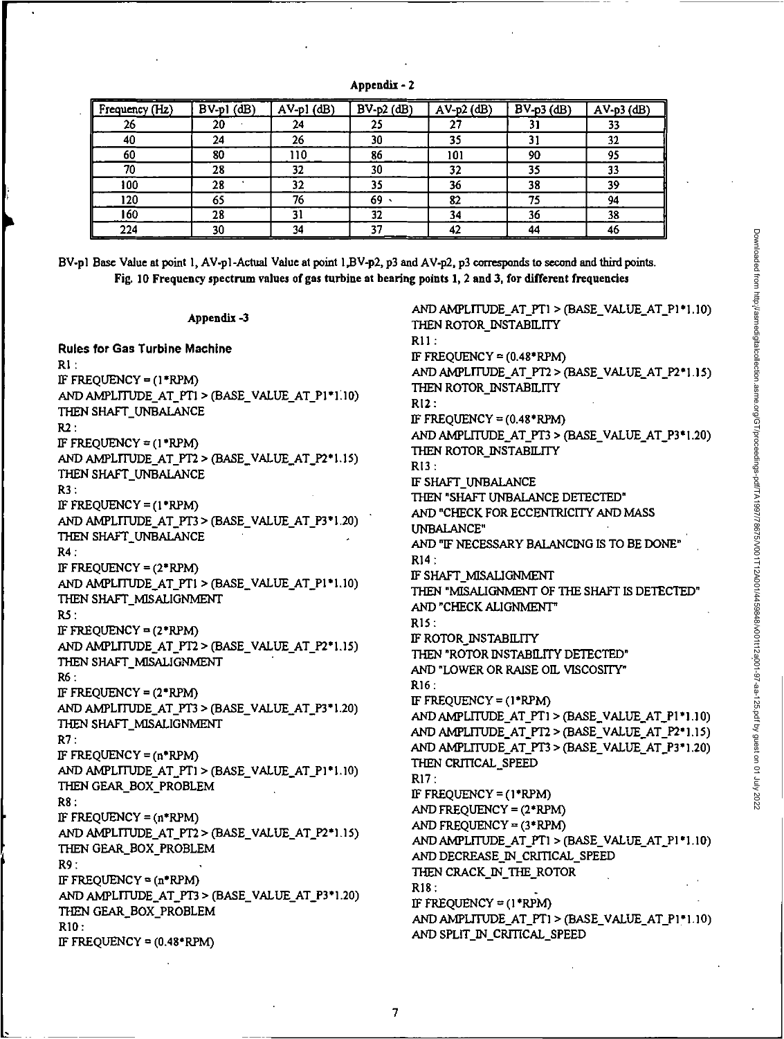## Appendix - 2

| Frequency (Hz) | BV-p1 (dB) | AV-p1 (dB) | BV-p2 (dB) | AV-p2 (dB) | BV-p3 (dB) | AV-p3 (dB) |
|---|---|---|---|---|---|---|
| 26 | 20 | 24 | 25 | 27 | 31 | 33 |
| 40 | 24 | 26 | 30 | 35 | 31 | 32 |
| 60 | 80 | 110 | 86 | 101 | 90 | 95 |
| 70 | 28 | 32 | 30 | 32 | 35 | 33 |
| 100 | 28 | 32 | 35 | 36 | 38 | 39 |
| 120 | 65 | 76 | 69 | 82 | 75 | 94 |
| 160 | 28 | 31 | 32 | 34 | 36 | 38 |
| 224 | 30 | 34 | 37 | 42 | 44 | 46 |

BV-p1 Base Value at point 1, AV-p1-Actual Value at point 1,BV-p2, p3 and AV-p2, p3 corresponds to second and third points.

**Fig. 10 Frequency spectrum values of gas turbine at bearing points 1, 2 and 3, for different frequencies**

## Appendix -3

**Rules for Gas Turbine Machine**

R1 :
IF FREQUENCY = (1*RPM)
AND AMPLITUDE_AT_PT1 > (BASE_VALUE_AT_P1*1.10)
THEN SHAFT_UNBALANCE

R2 :
IF FREQUENCY = (1*RPM)
AND AMPLITUDE_AT_PT2 > (BASE_VALUE_AT_P2*1.15)
THEN SHAFT_UNBALANCE

R3 :
IF FREQUENCY = (1*RPM)
AND AMPLITUDE_AT_PT3 > (BASE_VALUE_AT_P3*1.20)
THEN SHAFT_UNBALANCE

R4 :
IF FREQUENCY = (2*RPM)
AND AMPLITUDE_AT_PT1 > (BASE_VALUE_AT_P1*1.10)
THEN SHAFT_MISALIGNMENT

R5 :
IF FREQUENCY = (2*RPM)
AND AMPLITUDE_AT_PT2 > (BASE_VALUE_AT_P2*1.15)
THEN SHAFT_MISALIGNMENT

R6 :
IF FREQUENCY = (2*RPM)
AND AMPLITUDE_AT_PT3 > (BASE_VALUE_AT_P3*1.20)
THEN SHAFT_MISALIGNMENT

R7 :
IF FREQUENCY = (n*RPM)
AND AMPLITUDE_AT_PT1 > (BASE_VALUE_AT_P1*1.10)
THEN GEAR_BOX_PROBLEM

R8 :
IF FREQUENCY = (n*RPM)
AND AMPLITUDE_AT_PT2 > (BASE_VALUE_AT_P2*1.15)
THEN GEAR_BOX_PROBLEM

R9 :
IF FREQUENCY = (n*RPM)
AND AMPLITUDE_AT_PT3 > (BASE_VALUE_AT_P3*1.20)
THEN GEAR_BOX_PROBLEM

R10 :
IF FREQUENCY = (0.48*RPM)
AND AMPLITUDE_AT_PT1 > (BASE_VALUE_AT_P1*1.10)
THEN ROTOR_INSTABILITY

R11 :
IF FREQUENCY = (0.48*RPM)
AND AMPLITUDE_AT_PT2 > (BASE_VALUE_AT_P2*1.15)
THEN ROTOR_INSTABILITY

R12 :
IF FREQUENCY = (0.48*RPM)
AND AMPLITUDE_AT_PT3 > (BASE_VALUE_AT_P3*1.20)
THEN ROTOR_INSTABILITY

R13 :
IF SHAFT_UNBALANCE
THEN "SHAFT UNBALANCE DETECTED"
AND "CHECK FOR ECCENTRICITY AND MASS UNBALANCE"
AND "IF NECESSARY BALANCING IS TO BE DONE"

R14 :
IF SHAFT_MISALIGNMENT
THEN "MISALIGNMENT OF THE SHAFT IS DETECTED"
AND "CHECK ALIGNMENT"

R15 :
IF ROTOR_INSTABILITY
THEN "ROTOR INSTABILITY DETECTED"
AND "LOWER OR RAISE OIL VISCOSITY"

R16 :
IF FREQUENCY = (1*RPM)
AND AMPLITUDE_AT_PT1 > (BASE_VALUE_AT_P1*1.10)
AND AMPLITUDE_AT_PT2 > (BASE_VALUE_AT_P2*1.15)
AND AMPLITUDE_AT_PT3 > (BASE_VALUE_AT_P3*1.20)
THEN CRITICAL_SPEED

R17 :
IF FREQUENCY = (1*RPM)
AND FREQUENCY = (2*RPM)
AND FREQUENCY = (3*RPM)
AND AMPLITUDE_AT_PT1 > (BASE_VALUE_AT_P1*1.10)
AND DECREASE_IN_CRITICAL_SPEED
THEN CRACK_IN_THE_ROTOR

R18 :
IF FREQUENCY = (1*RPM)
AND AMPLITUDE_AT_PT1 > (BASE_VALUE_AT_P1*1.10)
AND SPLIT_IN_CRITICAL_SPEED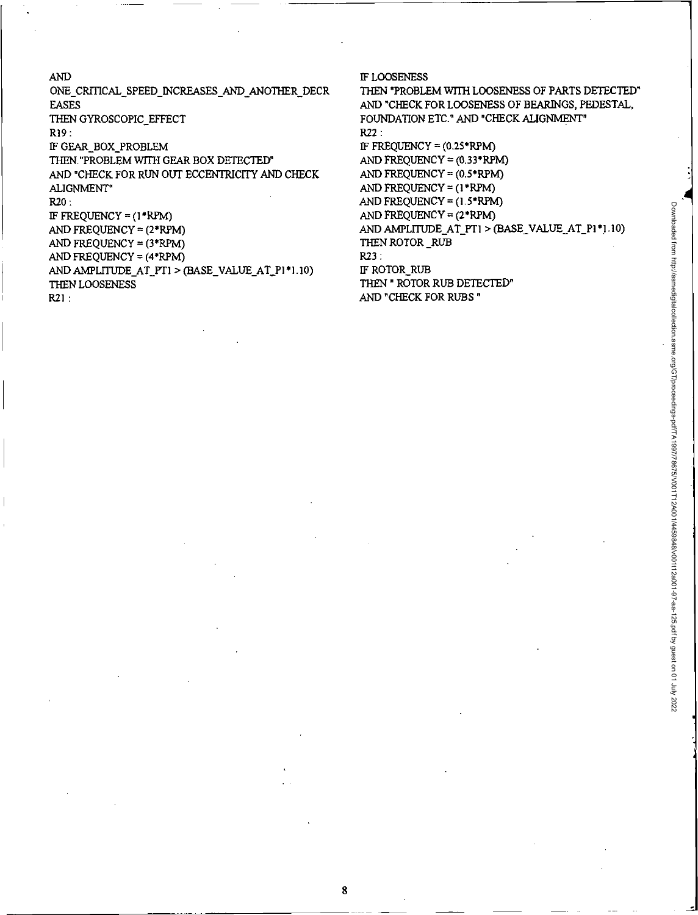AND
ONE_CRITICAL_SPEED_INCREASES_AND_ANOTHER_DECREASES
THEN GYROSCOPIC_EFFECT

R19 :
IF GEAR_BOX_PROBLEM
THEN "PROBLEM WITH GEAR BOX DETECTED"
AND "CHECK FOR RUN OUT ECCENTRICITY AND CHECK ALIGNMENT"

R20 :
IF FREQUENCY = (1*RPM)
AND FREQUENCY = (2*RPM)
AND FREQUENCY = (3*RPM)
AND FREQUENCY = (4*RPM)
AND AMPLITUDE_AT_PT1 > (BASE_VALUE_AT_P1*1.10)
THEN LOOSENESS

R21 :
IF LOOSENESS
THEN "PROBLEM WITH LOOSENESS OF PARTS DETECTED"
AND "CHECK FOR LOOSENESS OF BEARINGS, PEDESTAL, FOUNDATION ETC." AND "CHECK ALIGNMENT"

R22 :
IF FREQUENCY = (0.25*RPM)
AND FREQUENCY = (0.33*RPM)
AND FREQUENCY = (0.5*RPM)
AND FREQUENCY = (1*RPM)
AND FREQUENCY = (1.5*RPM)
AND FREQUENCY = (2*RPM)
AND AMPLITUDE_AT_PT1 > (BASE_VALUE_AT_P1*1.10)
THEN ROTOR_RUB

R23 :
IF ROTOR_RUB
THEN " ROTOR RUB DETECTED"
AND "CHECK FOR RUBS "